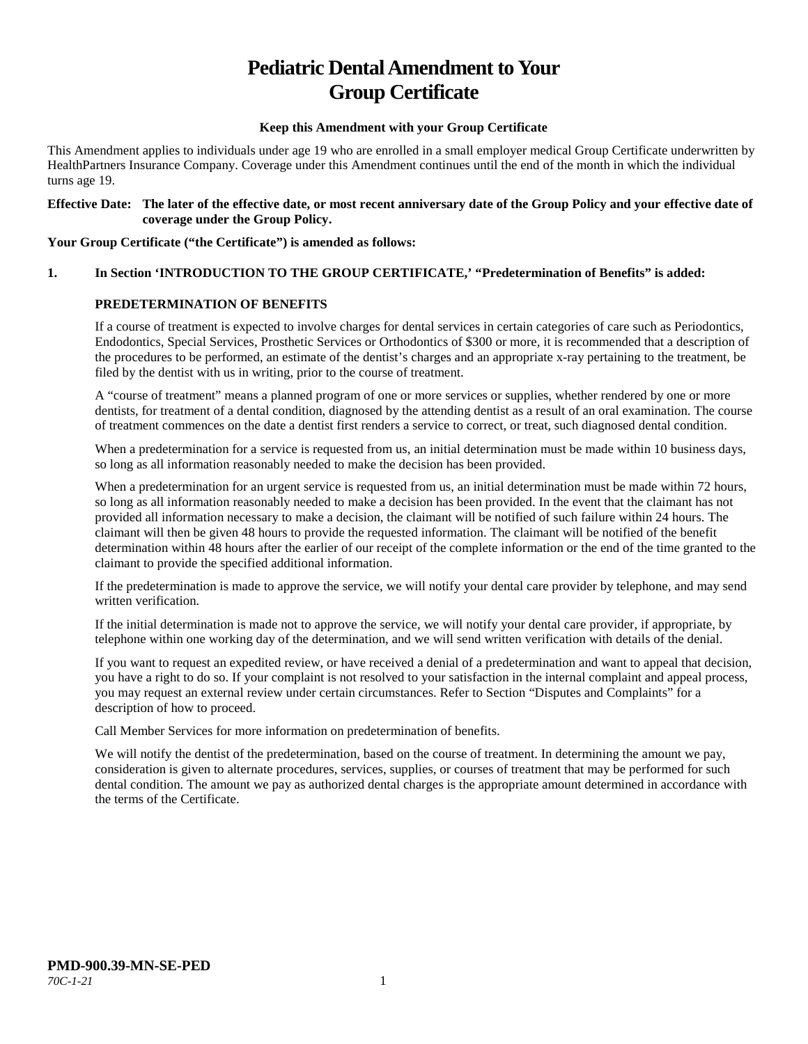# Pediatric Dental Amendment to Your Group Certificate

**Keep this Amendment with your Group Certificate**

This Amendment applies to individuals under age 19 who are enrolled in a small employer medical Group Certificate underwritten by HealthPartners Insurance Company. Coverage under this Amendment continues until the end of the month in which the individual turns age 19.

**Effective Date: The later of the effective date, or most recent anniversary date of the Group Policy and your effective date of coverage under the Group Policy.**

**Your Group Certificate ("the Certificate") is amended as follows:**

**1. In Section 'INTRODUCTION TO THE GROUP CERTIFICATE,' "Predetermination of Benefits" is added:**

**PREDETERMINATION OF BENEFITS**

If a course of treatment is expected to involve charges for dental services in certain categories of care such as Periodontics, Endodontics, Special Services, Prosthetic Services or Orthodontics of $300 or more, it is recommended that a description of the procedures to be performed, an estimate of the dentist's charges and an appropriate x-ray pertaining to the treatment, be filed by the dentist with us in writing, prior to the course of treatment.

A "course of treatment" means a planned program of one or more services or supplies, whether rendered by one or more dentists, for treatment of a dental condition, diagnosed by the attending dentist as a result of an oral examination. The course of treatment commences on the date a dentist first renders a service to correct, or treat, such diagnosed dental condition.

When a predetermination for a service is requested from us, an initial determination must be made within 10 business days, so long as all information reasonably needed to make the decision has been provided.

When a predetermination for an urgent service is requested from us, an initial determination must be made within 72 hours, so long as all information reasonably needed to make a decision has been provided. In the event that the claimant has not provided all information necessary to make a decision, the claimant will be notified of such failure within 24 hours. The claimant will then be given 48 hours to provide the requested information. The claimant will be notified of the benefit determination within 48 hours after the earlier of our receipt of the complete information or the end of the time granted to the claimant to provide the specified additional information.

If the predetermination is made to approve the service, we will notify your dental care provider by telephone, and may send written verification.

If the initial determination is made not to approve the service, we will notify your dental care provider, if appropriate, by telephone within one working day of the determination, and we will send written verification with details of the denial.

If you want to request an expedited review, or have received a denial of a predetermination and want to appeal that decision, you have a right to do so. If your complaint is not resolved to your satisfaction in the internal complaint and appeal process, you may request an external review under certain circumstances. Refer to Section "Disputes and Complaints" for a description of how to proceed.

Call Member Services for more information on predetermination of benefits.

We will notify the dentist of the predetermination, based on the course of treatment. In determining the amount we pay, consideration is given to alternate procedures, services, supplies, or courses of treatment that may be performed for such dental condition. The amount we pay as authorized dental charges is the appropriate amount determined in accordance with the terms of the Certificate.

**PMD-900.39-MN-SE-PED**
*70C-1-21*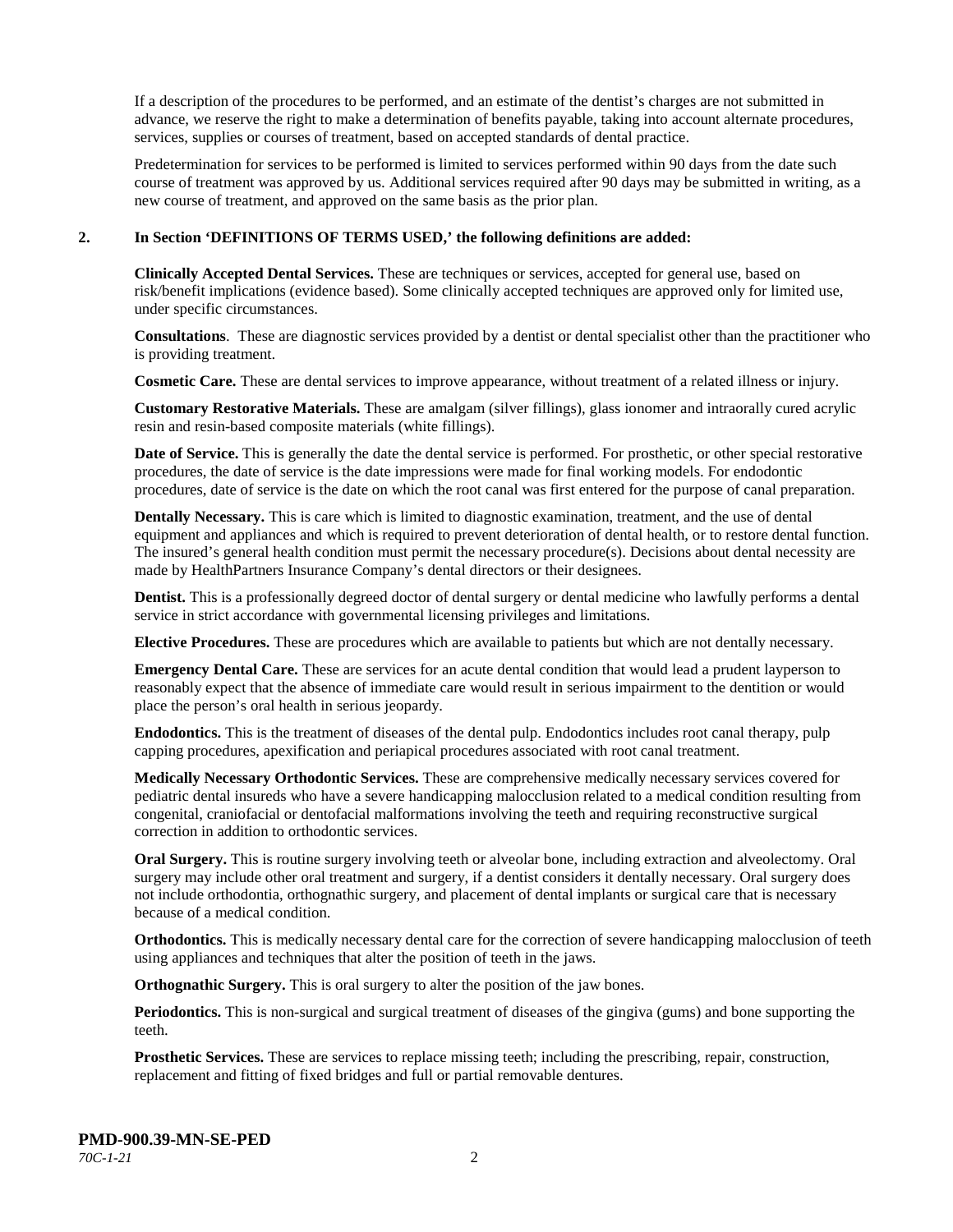If a description of the procedures to be performed, and an estimate of the dentist's charges are not submitted in advance, we reserve the right to make a determination of benefits payable, taking into account alternate procedures, services, supplies or courses of treatment, based on accepted standards of dental practice.

Predetermination for services to be performed is limited to services performed within 90 days from the date such course of treatment was approved by us. Additional services required after 90 days may be submitted in writing, as a new course of treatment, and approved on the same basis as the prior plan.

**2. In Section 'DEFINITIONS OF TERMS USED,' the following definitions are added:**

**Clinically Accepted Dental Services.** These are techniques or services, accepted for general use, based on risk/benefit implications (evidence based). Some clinically accepted techniques are approved only for limited use, under specific circumstances.

**Consultations**. These are diagnostic services provided by a dentist or dental specialist other than the practitioner who is providing treatment.

**Cosmetic Care.** These are dental services to improve appearance, without treatment of a related illness or injury.

**Customary Restorative Materials.** These are amalgam (silver fillings), glass ionomer and intraorally cured acrylic resin and resin-based composite materials (white fillings).

**Date of Service.** This is generally the date the dental service is performed. For prosthetic, or other special restorative procedures, the date of service is the date impressions were made for final working models. For endodontic procedures, date of service is the date on which the root canal was first entered for the purpose of canal preparation.

**Dentally Necessary.** This is care which is limited to diagnostic examination, treatment, and the use of dental equipment and appliances and which is required to prevent deterioration of dental health, or to restore dental function. The insured's general health condition must permit the necessary procedure(s). Decisions about dental necessity are made by HealthPartners Insurance Company's dental directors or their designees.

**Dentist.** This is a professionally degreed doctor of dental surgery or dental medicine who lawfully performs a dental service in strict accordance with governmental licensing privileges and limitations.

**Elective Procedures.** These are procedures which are available to patients but which are not dentally necessary.

**Emergency Dental Care.** These are services for an acute dental condition that would lead a prudent layperson to reasonably expect that the absence of immediate care would result in serious impairment to the dentition or would place the person's oral health in serious jeopardy.

**Endodontics.** This is the treatment of diseases of the dental pulp. Endodontics includes root canal therapy, pulp capping procedures, apexification and periapical procedures associated with root canal treatment.

**Medically Necessary Orthodontic Services.** These are comprehensive medically necessary services covered for pediatric dental insureds who have a severe handicapping malocclusion related to a medical condition resulting from congenital, craniofacial or dentofacial malformations involving the teeth and requiring reconstructive surgical correction in addition to orthodontic services.

**Oral Surgery.** This is routine surgery involving teeth or alveolar bone, including extraction and alveolectomy. Oral surgery may include other oral treatment and surgery, if a dentist considers it dentally necessary. Oral surgery does not include orthodontia, orthognathic surgery, and placement of dental implants or surgical care that is necessary because of a medical condition.

**Orthodontics.** This is medically necessary dental care for the correction of severe handicapping malocclusion of teeth using appliances and techniques that alter the position of teeth in the jaws.

**Orthognathic Surgery.** This is oral surgery to alter the position of the jaw bones.

**Periodontics.** This is non-surgical and surgical treatment of diseases of the gingiva (gums) and bone supporting the teeth.

**Prosthetic Services.** These are services to replace missing teeth; including the prescribing, repair, construction, replacement and fitting of fixed bridges and full or partial removable dentures.

**PMD-900.39-MN-SE-PED**
*70C-1-21*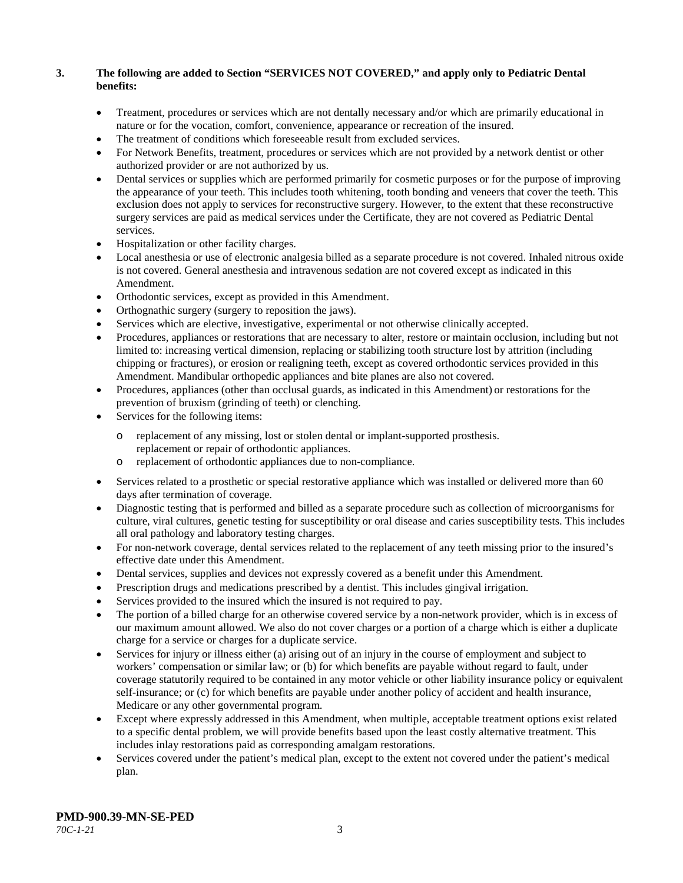**3. The following are added to Section "SERVICES NOT COVERED," and apply only to Pediatric Dental benefits:**

- Treatment, procedures or services which are not dentally necessary and/or which are primarily educational in nature or for the vocation, comfort, convenience, appearance or recreation of the insured.
- The treatment of conditions which foreseeable result from excluded services.
- For Network Benefits, treatment, procedures or services which are not provided by a network dentist or other authorized provider or are not authorized by us.
- Dental services or supplies which are performed primarily for cosmetic purposes or for the purpose of improving the appearance of your teeth. This includes tooth whitening, tooth bonding and veneers that cover the teeth. This exclusion does not apply to services for reconstructive surgery. However, to the extent that these reconstructive surgery services are paid as medical services under the Certificate, they are not covered as Pediatric Dental services.
- Hospitalization or other facility charges.
- Local anesthesia or use of electronic analgesia billed as a separate procedure is not covered. Inhaled nitrous oxide is not covered. General anesthesia and intravenous sedation are not covered except as indicated in this Amendment.
- Orthodontic services, except as provided in this Amendment.
- Orthognathic surgery (surgery to reposition the jaws).
- Services which are elective, investigative, experimental or not otherwise clinically accepted.
- Procedures, appliances or restorations that are necessary to alter, restore or maintain occlusion, including but not limited to: increasing vertical dimension, replacing or stabilizing tooth structure lost by attrition (including chipping or fractures), or erosion or realigning teeth, except as covered orthodontic services provided in this Amendment. Mandibular orthopedic appliances and bite planes are also not covered.
- Procedures, appliances (other than occlusal guards, as indicated in this Amendment) or restorations for the prevention of bruxism (grinding of teeth) or clenching.
- Services for the following items:
  - replacement of any missing, lost or stolen dental or implant-supported prosthesis. replacement or repair of orthodontic appliances.
  - replacement of orthodontic appliances due to non-compliance.
- Services related to a prosthetic or special restorative appliance which was installed or delivered more than 60 days after termination of coverage.
- Diagnostic testing that is performed and billed as a separate procedure such as collection of microorganisms for culture, viral cultures, genetic testing for susceptibility or oral disease and caries susceptibility tests. This includes all oral pathology and laboratory testing charges.
- For non-network coverage, dental services related to the replacement of any teeth missing prior to the insured's effective date under this Amendment.
- Dental services, supplies and devices not expressly covered as a benefit under this Amendment.
- Prescription drugs and medications prescribed by a dentist. This includes gingival irrigation.
- Services provided to the insured which the insured is not required to pay.
- The portion of a billed charge for an otherwise covered service by a non-network provider, which is in excess of our maximum amount allowed. We also do not cover charges or a portion of a charge which is either a duplicate charge for a service or charges for a duplicate service.
- Services for injury or illness either (a) arising out of an injury in the course of employment and subject to workers' compensation or similar law; or (b) for which benefits are payable without regard to fault, under coverage statutorily required to be contained in any motor vehicle or other liability insurance policy or equivalent self-insurance; or (c) for which benefits are payable under another policy of accident and health insurance, Medicare or any other governmental program.
- Except where expressly addressed in this Amendment, when multiple, acceptable treatment options exist related to a specific dental problem, we will provide benefits based upon the least costly alternative treatment. This includes inlay restorations paid as corresponding amalgam restorations.
- Services covered under the patient's medical plan, except to the extent not covered under the patient's medical plan.

**PMD-900.39-MN-SE-PED**
*70C-1-21*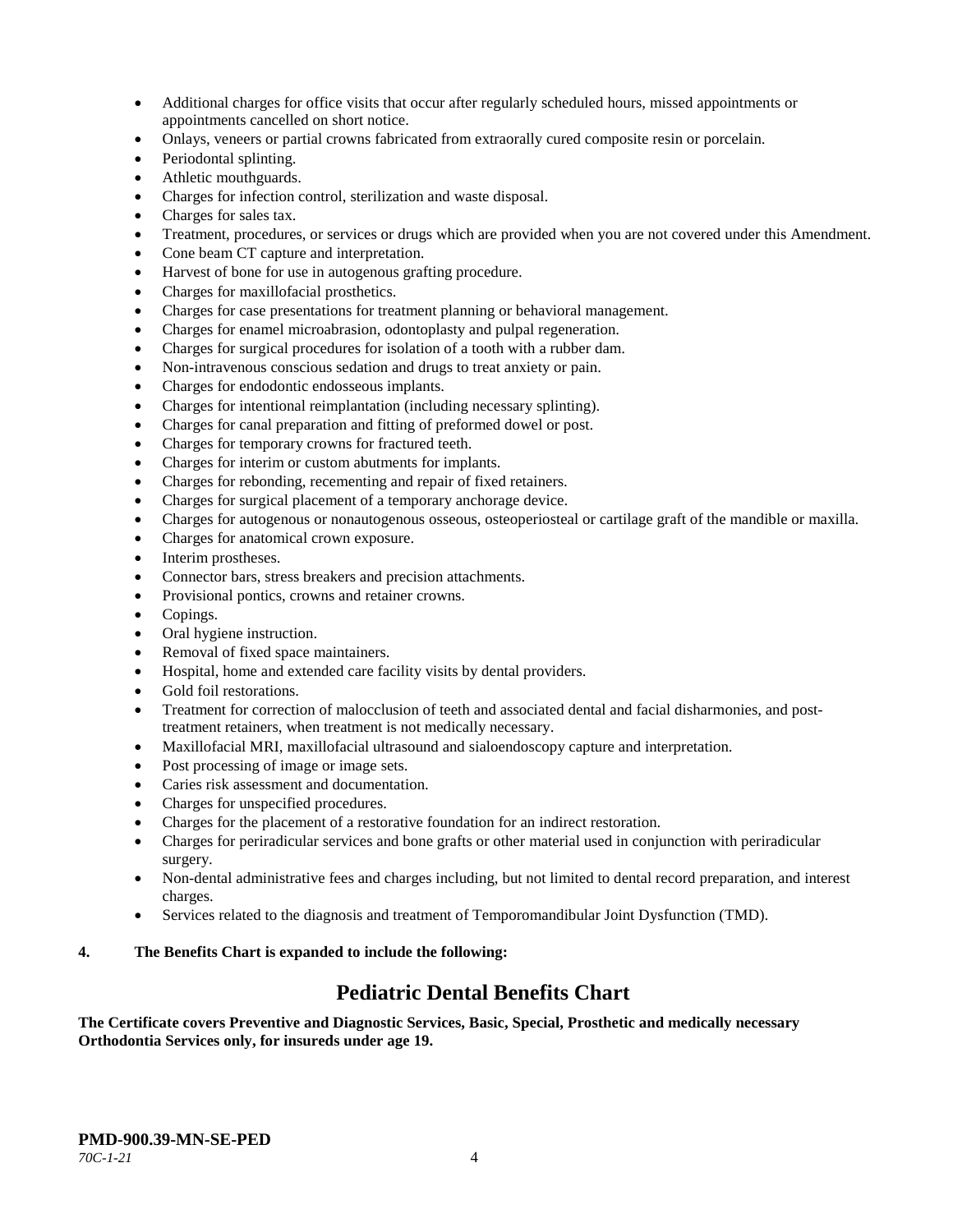- Additional charges for office visits that occur after regularly scheduled hours, missed appointments or appointments cancelled on short notice.
- Onlays, veneers or partial crowns fabricated from extraorally cured composite resin or porcelain.
- Periodontal splinting.
- Athletic mouthguards.
- Charges for infection control, sterilization and waste disposal.
- Charges for sales tax.
- Treatment, procedures, or services or drugs which are provided when you are not covered under this Amendment.
- Cone beam CT capture and interpretation.
- Harvest of bone for use in autogenous grafting procedure.
- Charges for maxillofacial prosthetics.
- Charges for case presentations for treatment planning or behavioral management.
- Charges for enamel microabrasion, odontoplasty and pulpal regeneration.
- Charges for surgical procedures for isolation of a tooth with a rubber dam.
- Non-intravenous conscious sedation and drugs to treat anxiety or pain.
- Charges for endodontic endosseous implants.
- Charges for intentional reimplantation (including necessary splinting).
- Charges for canal preparation and fitting of preformed dowel or post.
- Charges for temporary crowns for fractured teeth.
- Charges for interim or custom abutments for implants.
- Charges for rebonding, recementing and repair of fixed retainers.
- Charges for surgical placement of a temporary anchorage device.
- Charges for autogenous or nonautogenous osseous, osteoperiosteal or cartilage graft of the mandible or maxilla.
- Charges for anatomical crown exposure.
- Interim prostheses.
- Connector bars, stress breakers and precision attachments.
- Provisional pontics, crowns and retainer crowns.
- Copings.
- Oral hygiene instruction.
- Removal of fixed space maintainers.
- Hospital, home and extended care facility visits by dental providers.
- Gold foil restorations.
- Treatment for correction of malocclusion of teeth and associated dental and facial disharmonies, and post-treatment retainers, when treatment is not medically necessary.
- Maxillofacial MRI, maxillofacial ultrasound and sialoendoscopy capture and interpretation.
- Post processing of image or image sets.
- Caries risk assessment and documentation.
- Charges for unspecified procedures.
- Charges for the placement of a restorative foundation for an indirect restoration.
- Charges for periradicular services and bone grafts or other material used in conjunction with periradicular surgery.
- Non-dental administrative fees and charges including, but not limited to dental record preparation, and interest charges.
- Services related to the diagnosis and treatment of Temporomandibular Joint Dysfunction (TMD).

**4. The Benefits Chart is expanded to include the following:**

# Pediatric Dental Benefits Chart

**The Certificate covers Preventive and Diagnostic Services, Basic, Special, Prosthetic and medically necessary Orthodontia Services only, for insureds under age 19.**

**PMD-900.39-MN-SE-PED**
*70C-1-21*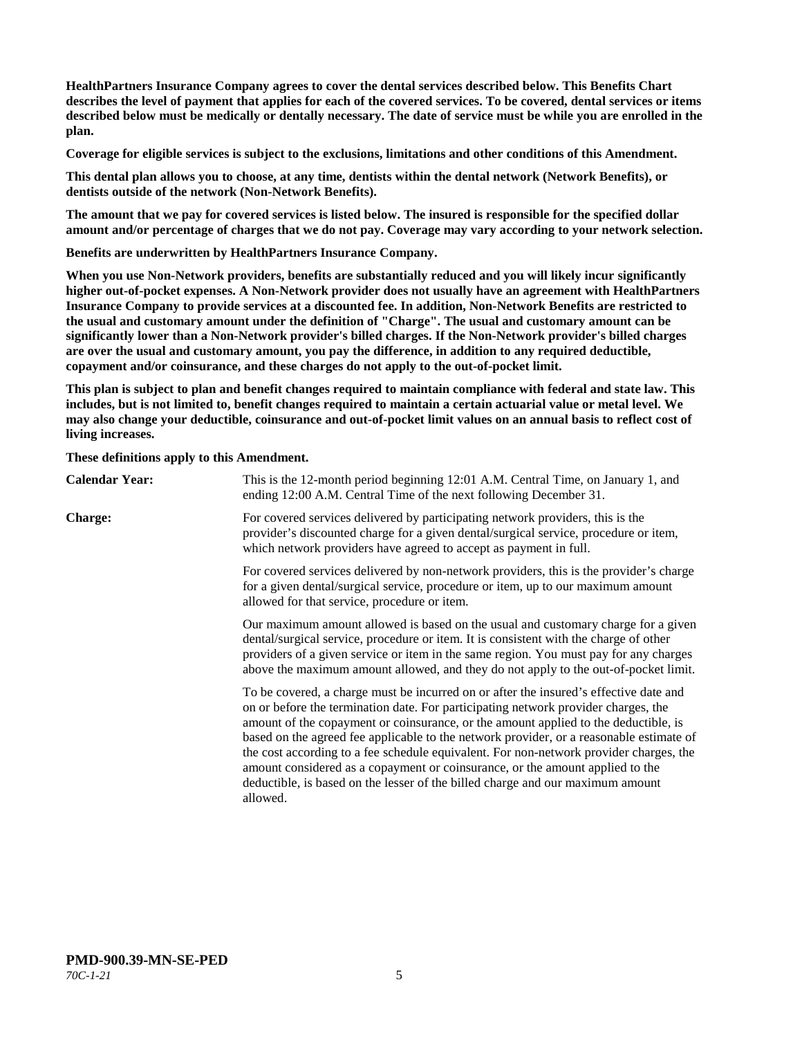**HealthPartners Insurance Company agrees to cover the dental services described below. This Benefits Chart describes the level of payment that applies for each of the covered services. To be covered, dental services or items described below must be medically or dentally necessary. The date of service must be while you are enrolled in the plan.**

**Coverage for eligible services is subject to the exclusions, limitations and other conditions of this Amendment.**

**This dental plan allows you to choose, at any time, dentists within the dental network (Network Benefits), or dentists outside of the network (Non-Network Benefits).**

**The amount that we pay for covered services is listed below. The insured is responsible for the specified dollar amount and/or percentage of charges that we do not pay. Coverage may vary according to your network selection.**

**Benefits are underwritten by HealthPartners Insurance Company.**

**When you use Non-Network providers, benefits are substantially reduced and you will likely incur significantly higher out-of-pocket expenses. A Non-Network provider does not usually have an agreement with HealthPartners Insurance Company to provide services at a discounted fee. In addition, Non-Network Benefits are restricted to the usual and customary amount under the definition of "Charge". The usual and customary amount can be significantly lower than a Non-Network provider's billed charges. If the Non-Network provider's billed charges are over the usual and customary amount, you pay the difference, in addition to any required deductible, copayment and/or coinsurance, and these charges do not apply to the out-of-pocket limit.**

**This plan is subject to plan and benefit changes required to maintain compliance with federal and state law. This includes, but is not limited to, benefit changes required to maintain a certain actuarial value or metal level. We may also change your deductible, coinsurance and out-of-pocket limit values on an annual basis to reflect cost of living increases.**

**These definitions apply to this Amendment.**

**Calendar Year:** This is the 12-month period beginning 12:01 A.M. Central Time, on January 1, and ending 12:00 A.M. Central Time of the next following December 31.

**Charge:** For covered services delivered by participating network providers, this is the provider's discounted charge for a given dental/surgical service, procedure or item, which network providers have agreed to accept as payment in full.

For covered services delivered by non-network providers, this is the provider's charge for a given dental/surgical service, procedure or item, up to our maximum amount allowed for that service, procedure or item.

Our maximum amount allowed is based on the usual and customary charge for a given dental/surgical service, procedure or item. It is consistent with the charge of other providers of a given service or item in the same region. You must pay for any charges above the maximum amount allowed, and they do not apply to the out-of-pocket limit.

To be covered, a charge must be incurred on or after the insured's effective date and on or before the termination date. For participating network provider charges, the amount of the copayment or coinsurance, or the amount applied to the deductible, is based on the agreed fee applicable to the network provider, or a reasonable estimate of the cost according to a fee schedule equivalent. For non-network provider charges, the amount considered as a copayment or coinsurance, or the amount applied to the deductible, is based on the lesser of the billed charge and our maximum amount allowed.

**PMD-900.39-MN-SE-PED**
*70C-1-21*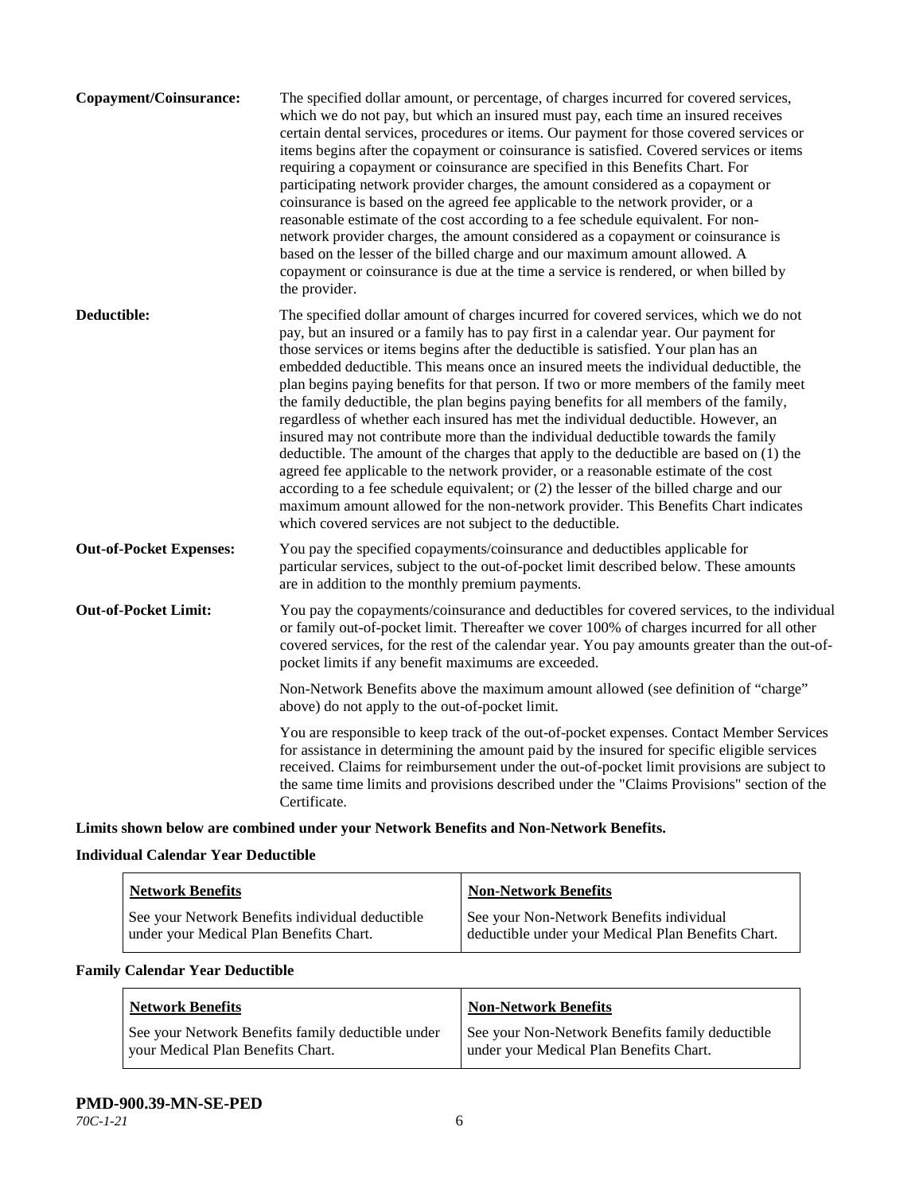**Copayment/Coinsurance:** The specified dollar amount, or percentage, of charges incurred for covered services, which we do not pay, but which an insured must pay, each time an insured receives certain dental services, procedures or items. Our payment for those covered services or items begins after the copayment or coinsurance is satisfied. Covered services or items requiring a copayment or coinsurance are specified in this Benefits Chart. For participating network provider charges, the amount considered as a copayment or coinsurance is based on the agreed fee applicable to the network provider, or a reasonable estimate of the cost according to a fee schedule equivalent. For non-network provider charges, the amount considered as a copayment or coinsurance is based on the lesser of the billed charge and our maximum amount allowed. A copayment or coinsurance is due at the time a service is rendered, or when billed by the provider.

**Deductible:** The specified dollar amount of charges incurred for covered services, which we do not pay, but an insured or a family has to pay first in a calendar year. Our payment for those services or items begins after the deductible is satisfied. Your plan has an embedded deductible. This means once an insured meets the individual deductible, the plan begins paying benefits for that person. If two or more members of the family meet the family deductible, the plan begins paying benefits for all members of the family, regardless of whether each insured has met the individual deductible. However, an insured may not contribute more than the individual deductible towards the family deductible. The amount of the charges that apply to the deductible are based on (1) the agreed fee applicable to the network provider, or a reasonable estimate of the cost according to a fee schedule equivalent; or (2) the lesser of the billed charge and our maximum amount allowed for the non-network provider. This Benefits Chart indicates which covered services are not subject to the deductible.

**Out-of-Pocket Expenses:** You pay the specified copayments/coinsurance and deductibles applicable for particular services, subject to the out-of-pocket limit described below. These amounts are in addition to the monthly premium payments.

**Out-of-Pocket Limit:** You pay the copayments/coinsurance and deductibles for covered services, to the individual or family out-of-pocket limit. Thereafter we cover 100% of charges incurred for all other covered services, for the rest of the calendar year. You pay amounts greater than the out-of-pocket limits if any benefit maximums are exceeded.

Non-Network Benefits above the maximum amount allowed (see definition of "charge" above) do not apply to the out-of-pocket limit.

You are responsible to keep track of the out-of-pocket expenses. Contact Member Services for assistance in determining the amount paid by the insured for specific eligible services received. Claims for reimbursement under the out-of-pocket limit provisions are subject to the same time limits and provisions described under the "Claims Provisions" section of the Certificate.

**Limits shown below are combined under your Network Benefits and Non-Network Benefits.**

**Individual Calendar Year Deductible**

| Network Benefits | Non-Network Benefits |
|---|---|
| See your Network Benefits individual deductible under your Medical Plan Benefits Chart. | See your Non-Network Benefits individual deductible under your Medical Plan Benefits Chart. |

**Family Calendar Year Deductible**

| Network Benefits | Non-Network Benefits |
|---|---|
| See your Network Benefits family deductible under your Medical Plan Benefits Chart. | See your Non-Network Benefits family deductible under your Medical Plan Benefits Chart. |

**PMD-900.39-MN-SE-PED**
*70C-1-21*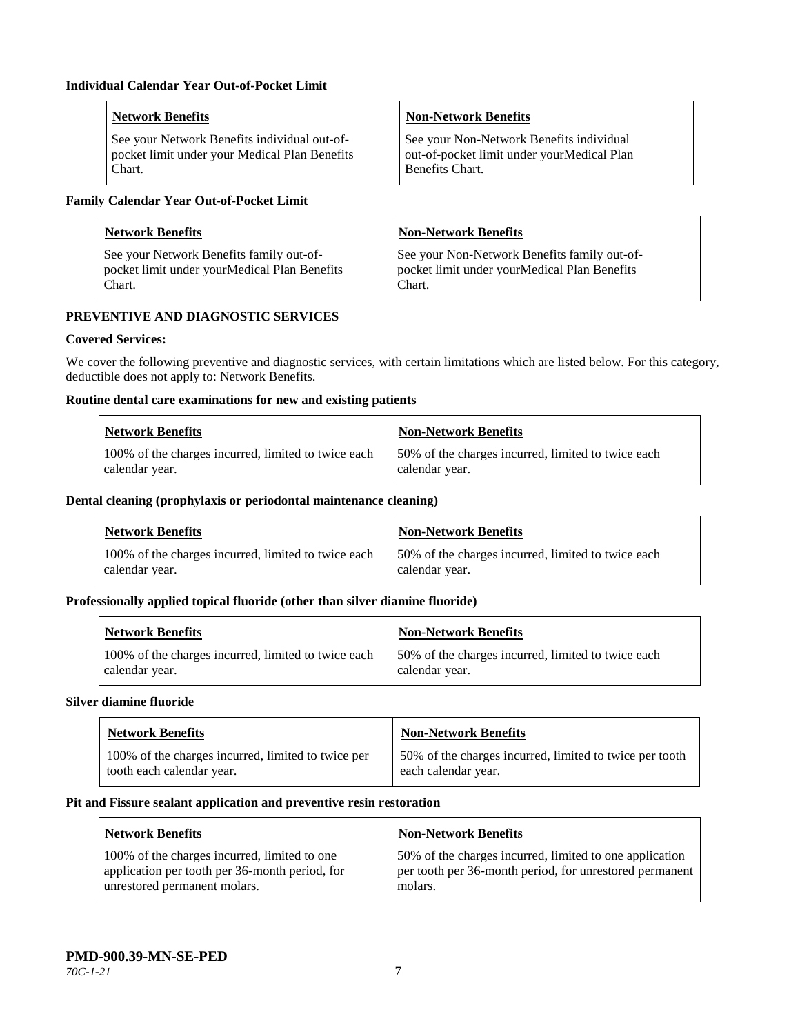**Individual Calendar Year Out-of-Pocket Limit**

| Network Benefits | Non-Network Benefits |
|---|---|
| See your Network Benefits individual out-of-pocket limit under your Medical Plan Benefits Chart. | See your Non-Network Benefits individual out-of-pocket limit under yourMedical Plan Benefits Chart. |

**Family Calendar Year Out-of-Pocket Limit**

| Network Benefits | Non-Network Benefits |
|---|---|
| See your Network Benefits family out-of-pocket limit under yourMedical Plan Benefits Chart. | See your Non-Network Benefits family out-of-pocket limit under yourMedical Plan Benefits Chart. |

**PREVENTIVE AND DIAGNOSTIC SERVICES**

**Covered Services:**

We cover the following preventive and diagnostic services, with certain limitations which are listed below. For this category, deductible does not apply to: Network Benefits.

**Routine dental care examinations for new and existing patients**

| Network Benefits | Non-Network Benefits |
|---|---|
| 100% of the charges incurred, limited to twice each calendar year. | 50% of the charges incurred, limited to twice each calendar year. |

**Dental cleaning (prophylaxis or periodontal maintenance cleaning)**

| Network Benefits | Non-Network Benefits |
|---|---|
| 100% of the charges incurred, limited to twice each calendar year. | 50% of the charges incurred, limited to twice each calendar year. |

**Professionally applied topical fluoride (other than silver diamine fluoride)**

| Network Benefits | Non-Network Benefits |
|---|---|
| 100% of the charges incurred, limited to twice each calendar year. | 50% of the charges incurred, limited to twice each calendar year. |

**Silver diamine fluoride**

| Network Benefits | Non-Network Benefits |
|---|---|
| 100% of the charges incurred, limited to twice per tooth each calendar year. | 50% of the charges incurred, limited to twice per tooth each calendar year. |

**Pit and Fissure sealant application and preventive resin restoration**

| Network Benefits | Non-Network Benefits |
|---|---|
| 100% of the charges incurred, limited to one application per tooth per 36-month period, for unrestored permanent molars. | 50% of the charges incurred, limited to one application per tooth per 36-month period, for unrestored permanent molars. |

**PMD-900.39-MN-SE-PED**

*70C-1-21*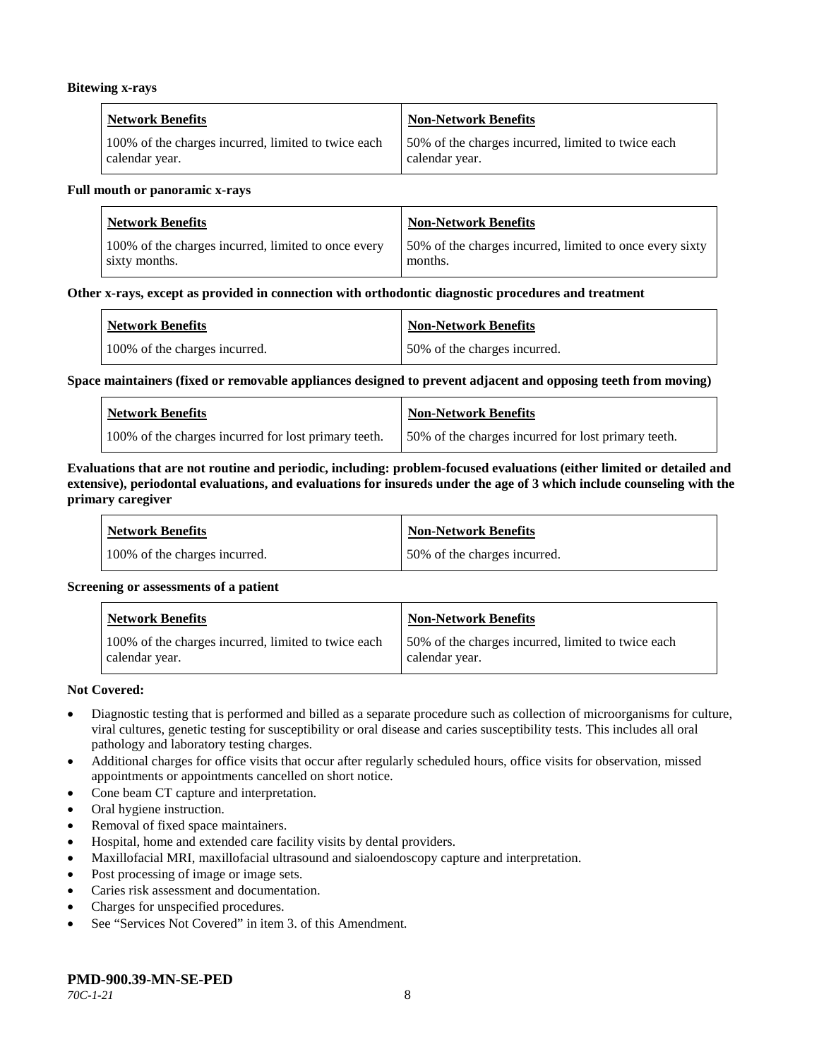**Bitewing x-rays**

| Network Benefits | Non-Network Benefits |
|---|---|
| 100% of the charges incurred, limited to twice each calendar year. | 50% of the charges incurred, limited to twice each calendar year. |

**Full mouth or panoramic x-rays**

| Network Benefits | Non-Network Benefits |
|---|---|
| 100% of the charges incurred, limited to once every sixty months. | 50% of the charges incurred, limited to once every sixty months. |

**Other x-rays, except as provided in connection with orthodontic diagnostic procedures and treatment**

| Network Benefits | Non-Network Benefits |
|---|---|
| 100% of the charges incurred. | 50% of the charges incurred. |

**Space maintainers (fixed or removable appliances designed to prevent adjacent and opposing teeth from moving)**

| Network Benefits | Non-Network Benefits |
|---|---|
| 100% of the charges incurred for lost primary teeth. | 50% of the charges incurred for lost primary teeth. |

**Evaluations that are not routine and periodic, including: problem-focused evaluations (either limited or detailed and extensive), periodontal evaluations, and evaluations for insureds under the age of 3 which include counseling with the primary caregiver**

| Network Benefits | Non-Network Benefits |
|---|---|
| 100% of the charges incurred. | 50% of the charges incurred. |

**Screening or assessments of a patient**

| Network Benefits | Non-Network Benefits |
|---|---|
| 100% of the charges incurred, limited to twice each calendar year. | 50% of the charges incurred, limited to twice each calendar year. |

**Not Covered:**

- Diagnostic testing that is performed and billed as a separate procedure such as collection of microorganisms for culture, viral cultures, genetic testing for susceptibility or oral disease and caries susceptibility tests. This includes all oral pathology and laboratory testing charges.
- Additional charges for office visits that occur after regularly scheduled hours, office visits for observation, missed appointments or appointments cancelled on short notice.
- Cone beam CT capture and interpretation.
- Oral hygiene instruction.
- Removal of fixed space maintainers.
- Hospital, home and extended care facility visits by dental providers.
- Maxillofacial MRI, maxillofacial ultrasound and sialoendoscopy capture and interpretation.
- Post processing of image or image sets.
- Caries risk assessment and documentation.
- Charges for unspecified procedures.
- See "Services Not Covered" in item 3. of this Amendment.

**PMD-900.39-MN-SE-PED**
*70C-1-21*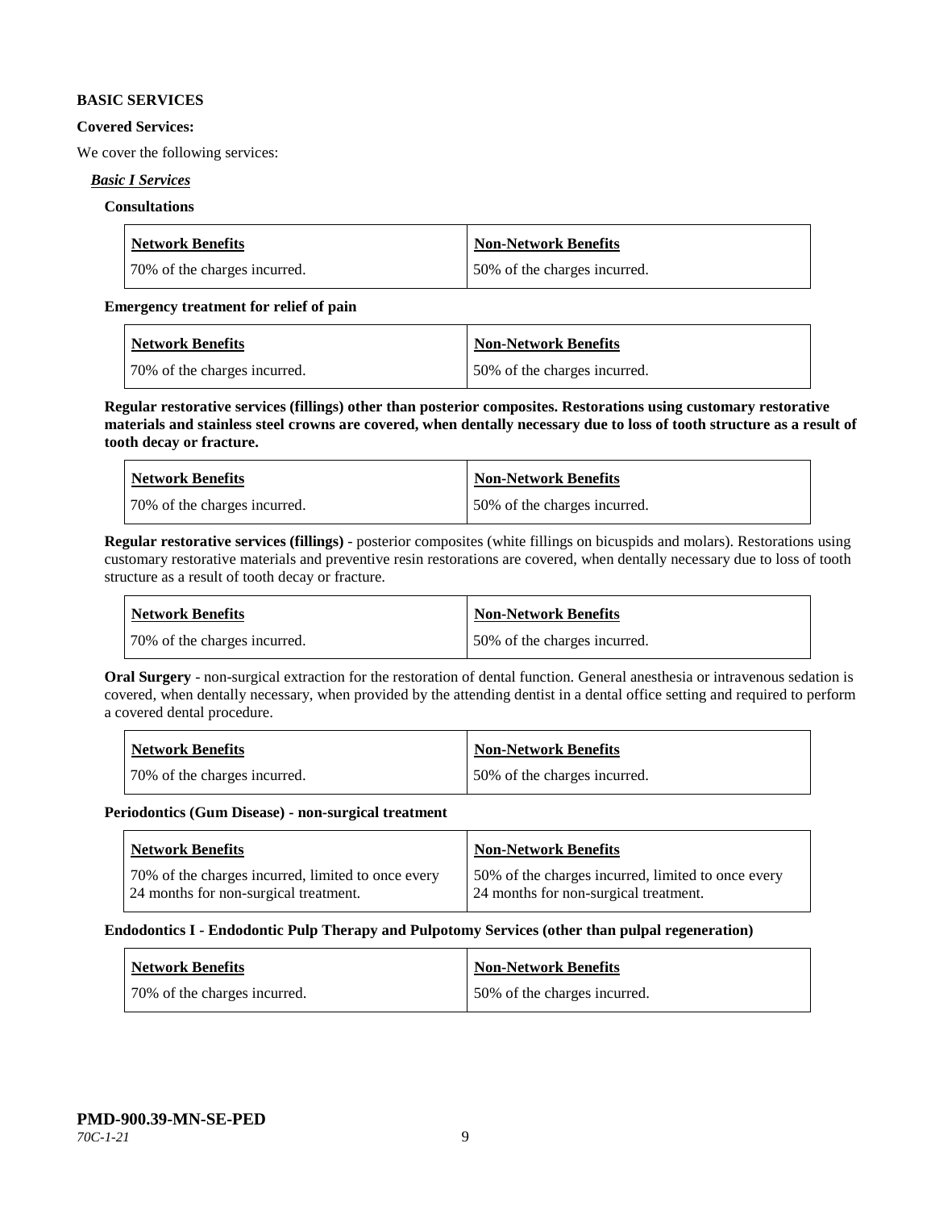**BASIC SERVICES**

**Covered Services:**

We cover the following services:

***Basic I Services***

**Consultations**

| Network Benefits | Non-Network Benefits |
|---|---|
| 70% of the charges incurred. | 50% of the charges incurred. |

**Emergency treatment for relief of pain**

| Network Benefits | Non-Network Benefits |
|---|---|
| 70% of the charges incurred. | 50% of the charges incurred. |

**Regular restorative services (fillings) other than posterior composites. Restorations using customary restorative materials and stainless steel crowns are covered, when dentally necessary due to loss of tooth structure as a result of tooth decay or fracture.**

| Network Benefits | Non-Network Benefits |
|---|---|
| 70% of the charges incurred. | 50% of the charges incurred. |

**Regular restorative services (fillings)** - posterior composites (white fillings on bicuspids and molars). Restorations using customary restorative materials and preventive resin restorations are covered, when dentally necessary due to loss of tooth structure as a result of tooth decay or fracture.

| Network Benefits | Non-Network Benefits |
|---|---|
| 70% of the charges incurred. | 50% of the charges incurred. |

**Oral Surgery** - non-surgical extraction for the restoration of dental function. General anesthesia or intravenous sedation is covered, when dentally necessary, when provided by the attending dentist in a dental office setting and required to perform a covered dental procedure.

| Network Benefits | Non-Network Benefits |
|---|---|
| 70% of the charges incurred. | 50% of the charges incurred. |

**Periodontics (Gum Disease) - non-surgical treatment**

| Network Benefits | Non-Network Benefits |
|---|---|
| 70% of the charges incurred, limited to once every 24 months for non-surgical treatment. | 50% of the charges incurred, limited to once every 24 months for non-surgical treatment. |

**Endodontics I - Endodontic Pulp Therapy and Pulpotomy Services (other than pulpal regeneration)**

| Network Benefits | Non-Network Benefits |
|---|---|
| 70% of the charges incurred. | 50% of the charges incurred. |

**PMD-900.39-MN-SE-PED**
*70C-1-21*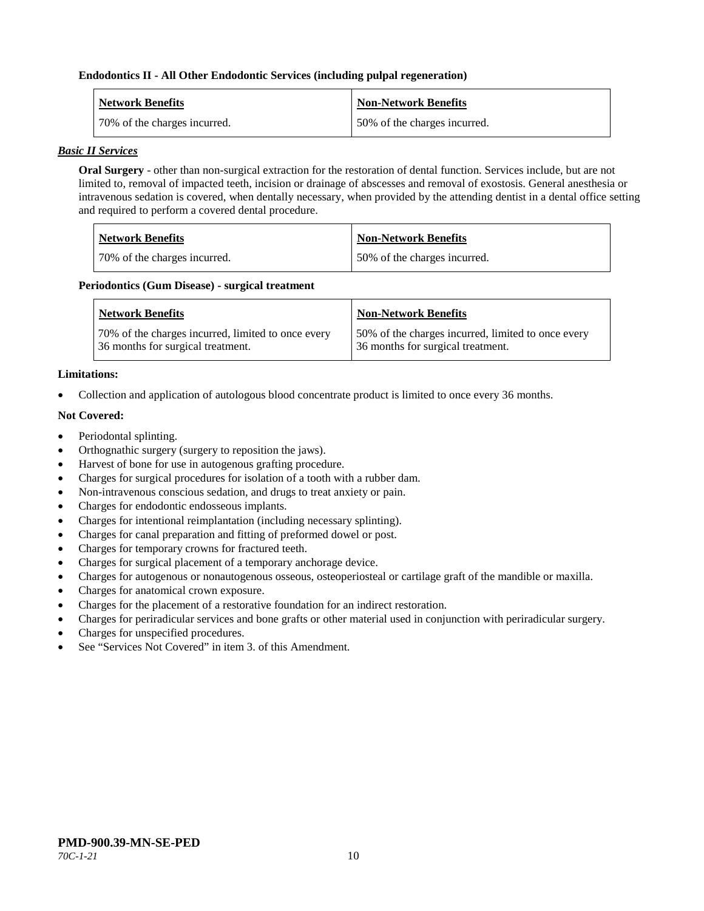**Endodontics II - All Other Endodontic Services (including pulpal regeneration)**

| Network Benefits | Non-Network Benefits |
|---|---|
| 70% of the charges incurred. | 50% of the charges incurred. |

***Basic II Services***

**Oral Surgery** - other than non-surgical extraction for the restoration of dental function. Services include, but are not limited to, removal of impacted teeth, incision or drainage of abscesses and removal of exostosis. General anesthesia or intravenous sedation is covered, when dentally necessary, when provided by the attending dentist in a dental office setting and required to perform a covered dental procedure.

| Network Benefits | Non-Network Benefits |
|---|---|
| 70% of the charges incurred. | 50% of the charges incurred. |

**Periodontics (Gum Disease) - surgical treatment**

| Network Benefits | Non-Network Benefits |
|---|---|
| 70% of the charges incurred, limited to once every 36 months for surgical treatment. | 50% of the charges incurred, limited to once every 36 months for surgical treatment. |

**Limitations:**

- Collection and application of autologous blood concentrate product is limited to once every 36 months.

**Not Covered:**

- Periodontal splinting.
- Orthognathic surgery (surgery to reposition the jaws).
- Harvest of bone for use in autogenous grafting procedure.
- Charges for surgical procedures for isolation of a tooth with a rubber dam.
- Non-intravenous conscious sedation, and drugs to treat anxiety or pain.
- Charges for endodontic endosseous implants.
- Charges for intentional reimplantation (including necessary splinting).
- Charges for canal preparation and fitting of preformed dowel or post.
- Charges for temporary crowns for fractured teeth.
- Charges for surgical placement of a temporary anchorage device.
- Charges for autogenous or nonautogenous osseous, osteoperiosteal or cartilage graft of the mandible or maxilla.
- Charges for anatomical crown exposure.
- Charges for the placement of a restorative foundation for an indirect restoration.
- Charges for periradicular services and bone grafts or other material used in conjunction with periradicular surgery.
- Charges for unspecified procedures.
- See "Services Not Covered" in item 3. of this Amendment.

**PMD-900.39-MN-SE-PED**
*70C-1-21*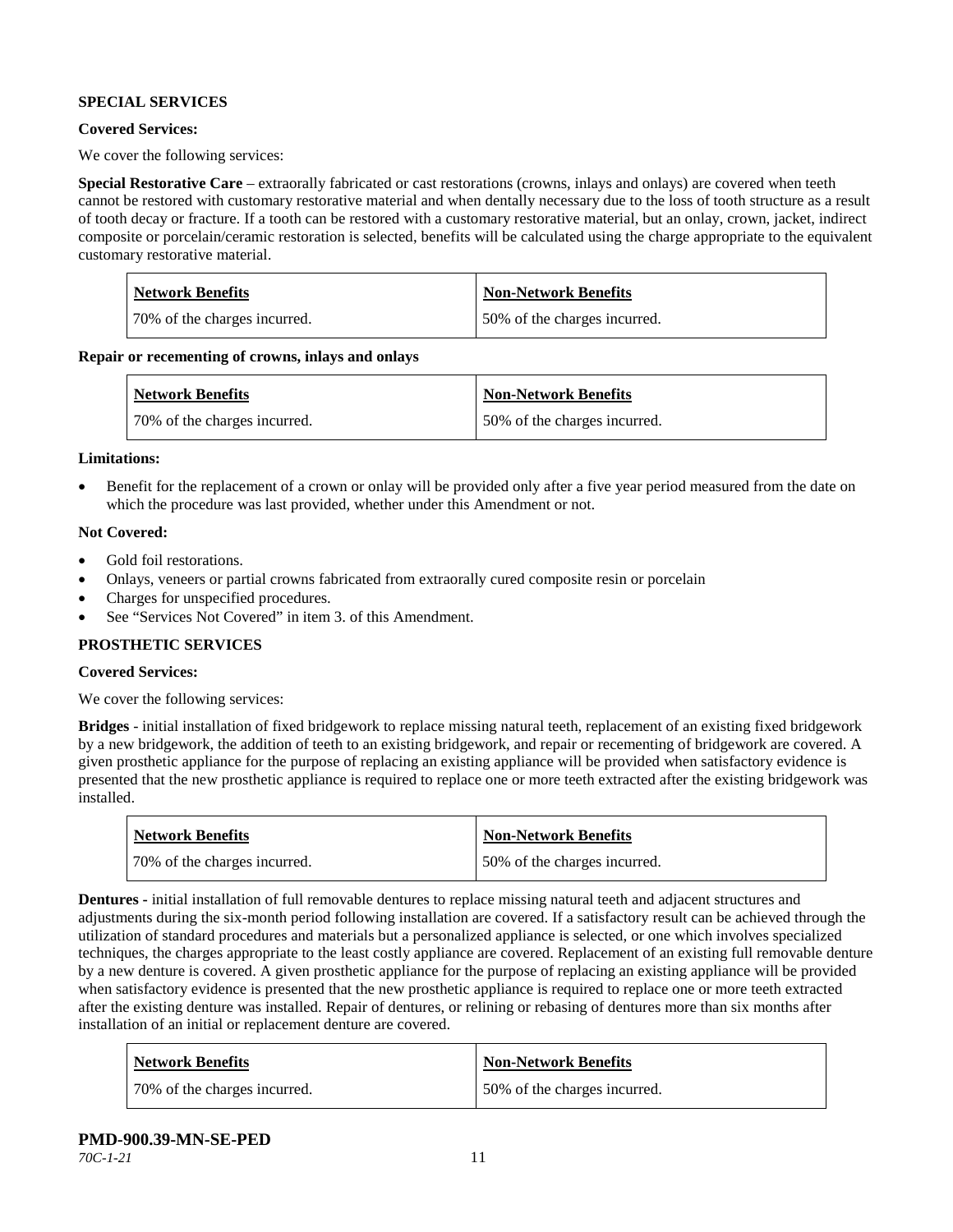**SPECIAL SERVICES**

**Covered Services:**

We cover the following services:

**Special Restorative Care** – extraorally fabricated or cast restorations (crowns, inlays and onlays) are covered when teeth cannot be restored with customary restorative material and when dentally necessary due to the loss of tooth structure as a result of tooth decay or fracture. If a tooth can be restored with a customary restorative material, but an onlay, crown, jacket, indirect composite or porcelain/ceramic restoration is selected, benefits will be calculated using the charge appropriate to the equivalent customary restorative material.

| Network Benefits | Non-Network Benefits |
| --- | --- |
| 70% of the charges incurred. | 50% of the charges incurred. |

**Repair or recementing of crowns, inlays and onlays**

| Network Benefits | Non-Network Benefits |
| --- | --- |
| 70% of the charges incurred. | 50% of the charges incurred. |

**Limitations:**

- Benefit for the replacement of a crown or onlay will be provided only after a five year period measured from the date on which the procedure was last provided, whether under this Amendment or not.

**Not Covered:**

- Gold foil restorations.
- Onlays, veneers or partial crowns fabricated from extraorally cured composite resin or porcelain
- Charges for unspecified procedures.
- See "Services Not Covered" in item 3. of this Amendment.

**PROSTHETIC SERVICES**

**Covered Services:**

We cover the following services:

**Bridges** - initial installation of fixed bridgework to replace missing natural teeth, replacement of an existing fixed bridgework by a new bridgework, the addition of teeth to an existing bridgework, and repair or recementing of bridgework are covered. A given prosthetic appliance for the purpose of replacing an existing appliance will be provided when satisfactory evidence is presented that the new prosthetic appliance is required to replace one or more teeth extracted after the existing bridgework was installed.

| Network Benefits | Non-Network Benefits |
| --- | --- |
| 70% of the charges incurred. | 50% of the charges incurred. |

**Dentures -** initial installation of full removable dentures to replace missing natural teeth and adjacent structures and adjustments during the six-month period following installation are covered. If a satisfactory result can be achieved through the utilization of standard procedures and materials but a personalized appliance is selected, or one which involves specialized techniques, the charges appropriate to the least costly appliance are covered. Replacement of an existing full removable denture by a new denture is covered. A given prosthetic appliance for the purpose of replacing an existing appliance will be provided when satisfactory evidence is presented that the new prosthetic appliance is required to replace one or more teeth extracted after the existing denture was installed. Repair of dentures, or relining or rebasing of dentures more than six months after installation of an initial or replacement denture are covered.

| Network Benefits | Non-Network Benefits |
| --- | --- |
| 70% of the charges incurred. | 50% of the charges incurred. |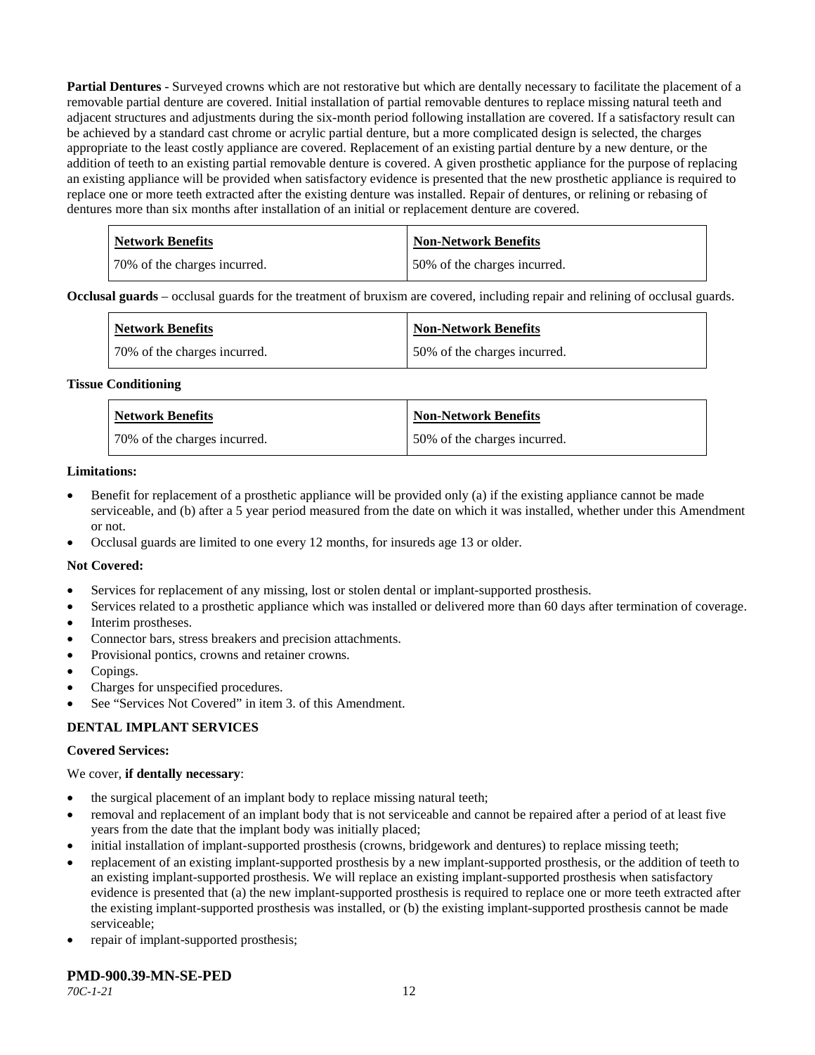**Partial Dentures** - Surveyed crowns which are not restorative but which are dentally necessary to facilitate the placement of a removable partial denture are covered. Initial installation of partial removable dentures to replace missing natural teeth and adjacent structures and adjustments during the six-month period following installation are covered. If a satisfactory result can be achieved by a standard cast chrome or acrylic partial denture, but a more complicated design is selected, the charges appropriate to the least costly appliance are covered. Replacement of an existing partial denture by a new denture, or the addition of teeth to an existing partial removable denture is covered. A given prosthetic appliance for the purpose of replacing an existing appliance will be provided when satisfactory evidence is presented that the new prosthetic appliance is required to replace one or more teeth extracted after the existing denture was installed. Repair of dentures, or relining or rebasing of dentures more than six months after installation of an initial or replacement denture are covered.

| Network Benefits | Non-Network Benefits |
|---|---|
| 70% of the charges incurred. | 50% of the charges incurred. |

**Occlusal guards** – occlusal guards for the treatment of bruxism are covered, including repair and relining of occlusal guards.

| Network Benefits | Non-Network Benefits |
|---|---|
| 70% of the charges incurred. | 50% of the charges incurred. |

**Tissue Conditioning**

| Network Benefits | Non-Network Benefits |
|---|---|
| 70% of the charges incurred. | 50% of the charges incurred. |

**Limitations:**

- Benefit for replacement of a prosthetic appliance will be provided only (a) if the existing appliance cannot be made serviceable, and (b) after a 5 year period measured from the date on which it was installed, whether under this Amendment or not.
- Occlusal guards are limited to one every 12 months, for insureds age 13 or older.

**Not Covered:**

- Services for replacement of any missing, lost or stolen dental or implant-supported prosthesis.
- Services related to a prosthetic appliance which was installed or delivered more than 60 days after termination of coverage.
- Interim prostheses.
- Connector bars, stress breakers and precision attachments.
- Provisional pontics, crowns and retainer crowns.
- Copings.
- Charges for unspecified procedures.
- See "Services Not Covered" in item 3. of this Amendment.

**DENTAL IMPLANT SERVICES**

**Covered Services:**

We cover, **if dentally necessary**:

- the surgical placement of an implant body to replace missing natural teeth;
- removal and replacement of an implant body that is not serviceable and cannot be repaired after a period of at least five years from the date that the implant body was initially placed;
- initial installation of implant-supported prosthesis (crowns, bridgework and dentures) to replace missing teeth;
- replacement of an existing implant-supported prosthesis by a new implant-supported prosthesis, or the addition of teeth to an existing implant-supported prosthesis. We will replace an existing implant-supported prosthesis when satisfactory evidence is presented that (a) the new implant-supported prosthesis is required to replace one or more teeth extracted after the existing implant-supported prosthesis was installed, or (b) the existing implant-supported prosthesis cannot be made serviceable;
- repair of implant-supported prosthesis;

**PMD-900.39-MN-SE-PED**
*70C-1-21*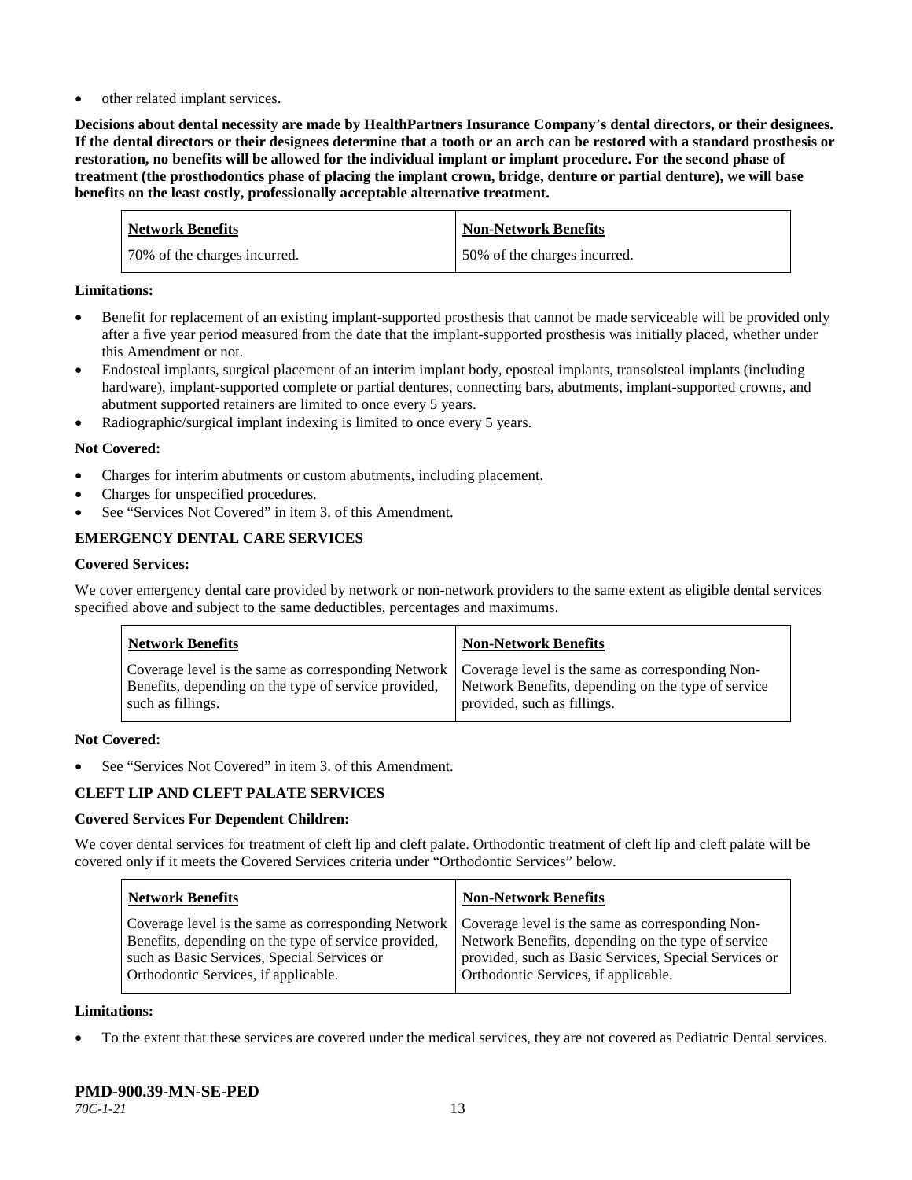- other related implant services.

**Decisions about dental necessity are made by HealthPartners Insurance Company's dental directors, or their designees. If the dental directors or their designees determine that a tooth or an arch can be restored with a standard prosthesis or restoration, no benefits will be allowed for the individual implant or implant procedure. For the second phase of treatment (the prosthodontics phase of placing the implant crown, bridge, denture or partial denture), we will base benefits on the least costly, professionally acceptable alternative treatment.**

| Network Benefits | Non-Network Benefits |
|---|---|
| 70% of the charges incurred. | 50% of the charges incurred. |

**Limitations:**

- Benefit for replacement of an existing implant-supported prosthesis that cannot be made serviceable will be provided only after a five year period measured from the date that the implant-supported prosthesis was initially placed, whether under this Amendment or not.
- Endosteal implants, surgical placement of an interim implant body, eposteal implants, transolsteal implants (including hardware), implant-supported complete or partial dentures, connecting bars, abutments, implant-supported crowns, and abutment supported retainers are limited to once every 5 years.
- Radiographic/surgical implant indexing is limited to once every 5 years.

**Not Covered:**

- Charges for interim abutments or custom abutments, including placement.
- Charges for unspecified procedures.
- See "Services Not Covered" in item 3. of this Amendment.

**EMERGENCY DENTAL CARE SERVICES**

**Covered Services:**

We cover emergency dental care provided by network or non-network providers to the same extent as eligible dental services specified above and subject to the same deductibles, percentages and maximums.

| Network Benefits | Non-Network Benefits |
|---|---|
| Coverage level is the same as corresponding Network Benefits, depending on the type of service provided, such as fillings. | Coverage level is the same as corresponding Non-Network Benefits, depending on the type of service provided, such as fillings. |

**Not Covered:**

- See "Services Not Covered" in item 3. of this Amendment.

**CLEFT LIP AND CLEFT PALATE SERVICES**

**Covered Services For Dependent Children:**

We cover dental services for treatment of cleft lip and cleft palate. Orthodontic treatment of cleft lip and cleft palate will be covered only if it meets the Covered Services criteria under "Orthodontic Services" below.

| Network Benefits | Non-Network Benefits |
|---|---|
| Coverage level is the same as corresponding Network Benefits, depending on the type of service provided, such as Basic Services, Special Services or Orthodontic Services, if applicable. | Coverage level is the same as corresponding Non-Network Benefits, depending on the type of service provided, such as Basic Services, Special Services or Orthodontic Services, if applicable. |

**Limitations:**

- To the extent that these services are covered under the medical services, they are not covered as Pediatric Dental services.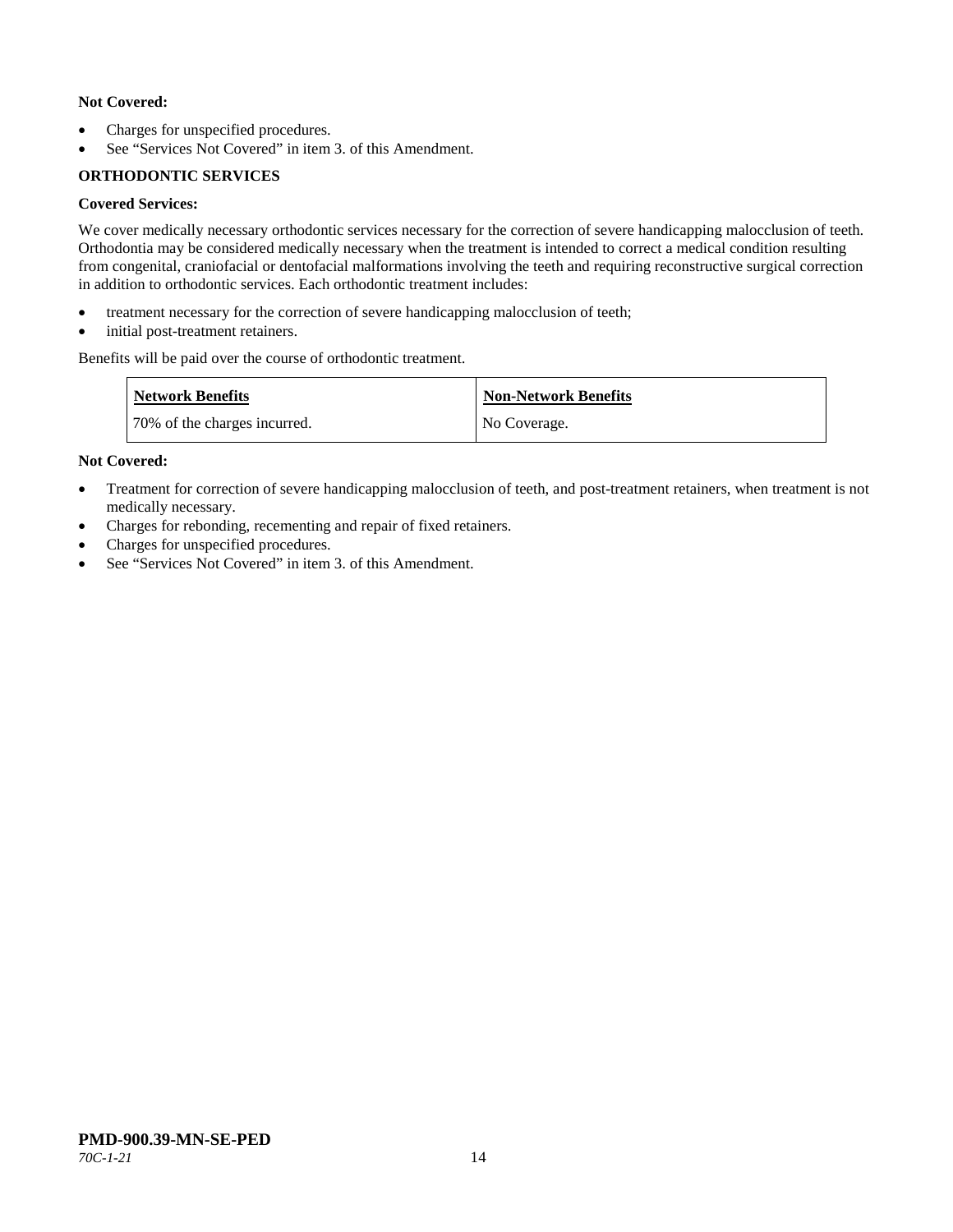**Not Covered:**

- Charges for unspecified procedures.
- See "Services Not Covered" in item 3. of this Amendment.

**ORTHODONTIC SERVICES**

**Covered Services:**

We cover medically necessary orthodontic services necessary for the correction of severe handicapping malocclusion of teeth. Orthodontia may be considered medically necessary when the treatment is intended to correct a medical condition resulting from congenital, craniofacial or dentofacial malformations involving the teeth and requiring reconstructive surgical correction in addition to orthodontic services. Each orthodontic treatment includes:

- treatment necessary for the correction of severe handicapping malocclusion of teeth;
- initial post-treatment retainers.

Benefits will be paid over the course of orthodontic treatment.

| Network Benefits | Non-Network Benefits |
|---|---|
| 70% of the charges incurred. | No Coverage. |

**Not Covered:**

- Treatment for correction of severe handicapping malocclusion of teeth, and post-treatment retainers, when treatment is not medically necessary.
- Charges for rebonding, recementing and repair of fixed retainers.
- Charges for unspecified procedures.
- See "Services Not Covered" in item 3. of this Amendment.

**PMD-900.39-MN-SE-PED**
*70C-1-21*